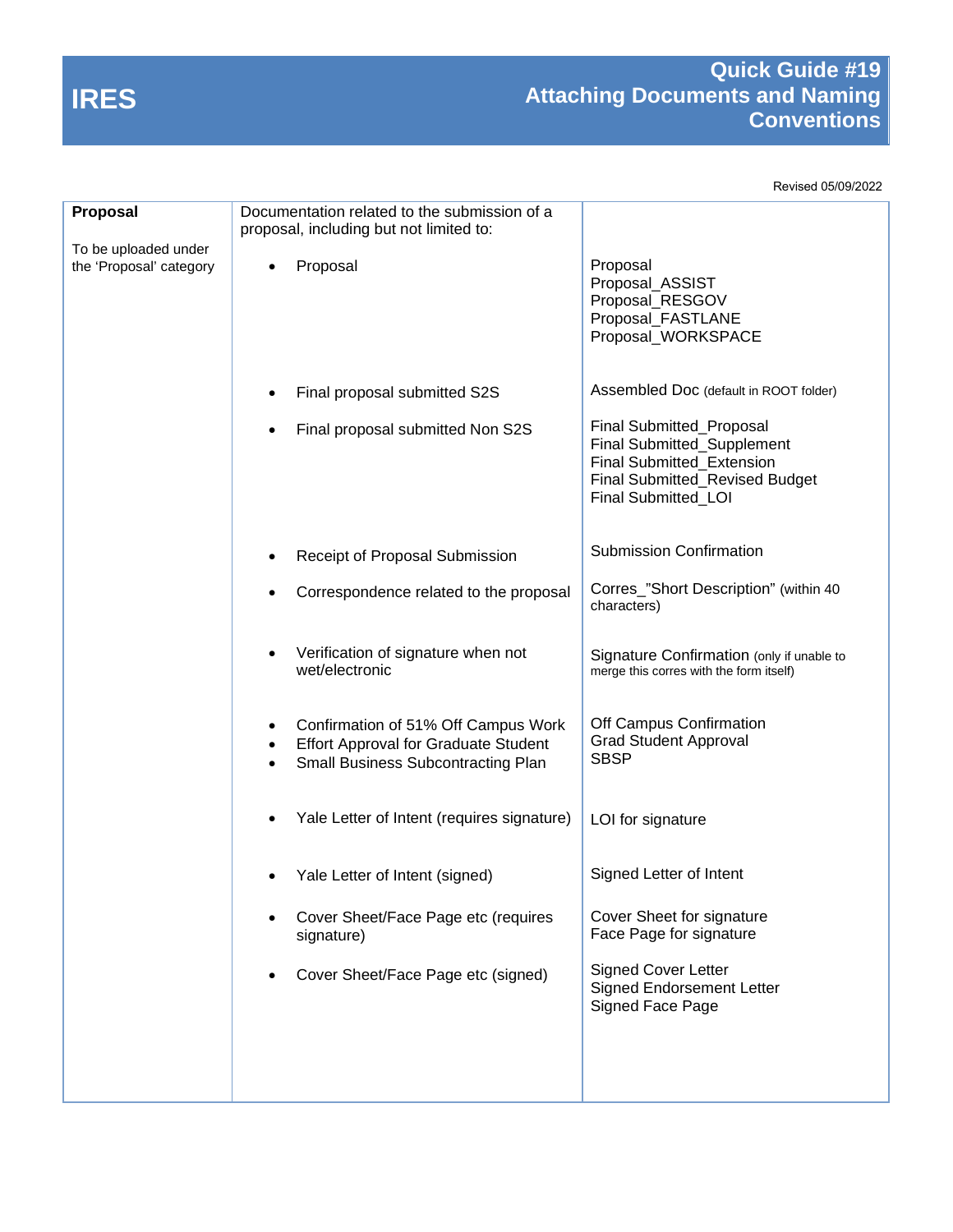# IRES

## Quick Guide #19
## Attaching Documents and Naming Conventions

Revised 05/09/2022

| | | |
|---|---|---|
| **Proposal**<br><br>To be uploaded under the 'Proposal' category | Documentation related to the submission of a proposal, including but not limited to: | |
| | • Proposal | Proposal<br>Proposal_ASSIST<br>Proposal_RESGOV<br>Proposal_FASTLANE<br>Proposal_WORKSPACE |
| | • Final proposal submitted S2S | Assembled Doc (default in ROOT folder) |
| | • Final proposal submitted Non S2S | Final Submitted_Proposal<br>Final Submitted_Supplement<br>Final Submitted_Extension<br>Final Submitted_Revised Budget<br>Final Submitted_LOI |
| | • Receipt of Proposal Submission | Submission Confirmation |
| | • Correspondence related to the proposal | Corres_"Short Description" (within 40 characters) |
| | • Verification of signature when not wet/electronic | Signature Confirmation (only if unable to merge this corres with the form itself) |
| | • Confirmation of 51% Off Campus Work<br>• Effort Approval for Graduate Student<br>• Small Business Subcontracting Plan | Off Campus Confirmation<br>Grad Student Approval<br>SBSP |
| | • Yale Letter of Intent (requires signature) | LOI for signature |
| | • Yale Letter of Intent (signed) | Signed Letter of Intent |
| | • Cover Sheet/Face Page etc (requires signature) | Cover Sheet for signature<br>Face Page for signature |
| | • Cover Sheet/Face Page etc (signed) | Signed Cover Letter<br>Signed Endorsement Letter<br>Signed Face Page |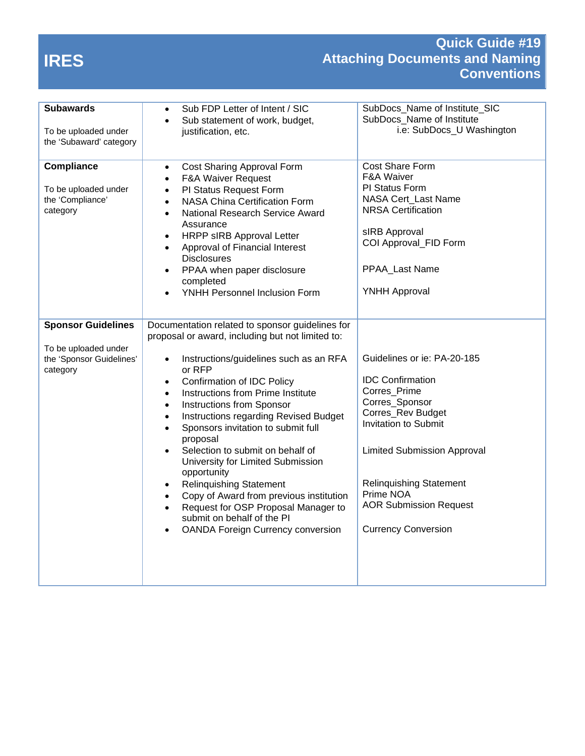# IRES

## Quick Guide #19 Attaching Documents and Naming Conventions

| | | |
|---|---|---|
| **Subawards**<br><br>To be uploaded under the 'Subaward' category | • Sub FDP Letter of Intent / SIC<br>• Sub statement of work, budget, justification, etc. | SubDocs_Name of Institute_SIC<br>SubDocs_Name of Institute<br>i.e: SubDocs_U Washington |
| **Compliance**<br><br>To be uploaded under the 'Compliance' category | • Cost Sharing Approval Form<br>• F&A Waiver Request<br>• PI Status Request Form<br>• NASA China Certification Form<br>• National Research Service Award Assurance<br>• HRPP sIRB Approval Letter<br>• Approval of Financial Interest Disclosures<br>• PPAA when paper disclosure completed<br>• YNHH Personnel Inclusion Form | Cost Share Form<br>F&A Waiver<br>PI Status Form<br>NASA Cert_Last Name<br>NRSA Certification<br><br>sIRB Approval<br>COI Approval_FID Form<br><br>PPAA_Last Name<br><br>YNHH Approval |
| **Sponsor Guidelines**<br><br>To be uploaded under the 'Sponsor Guidelines' category | Documentation related to sponsor guidelines for proposal or award, including but not limited to:<br><br>• Instructions/guidelines such as an RFA or RFP<br>• Confirmation of IDC Policy<br>• Instructions from Prime Institute<br>• Instructions from Sponsor<br>• Instructions regarding Revised Budget<br>• Sponsors invitation to submit full proposal<br>• Selection to submit on behalf of University for Limited Submission opportunity<br>• Relinquishing Statement<br>• Copy of Award from previous institution<br>• Request for OSP Proposal Manager to submit on behalf of the PI<br>• OANDA Foreign Currency conversion | Guidelines or ie: PA-20-185<br><br>IDC Confirmation<br>Corres_Prime<br>Corres_Sponsor<br>Corres_Rev Budget<br>Invitation to Submit<br><br>Limited Submission Approval<br><br>Relinquishing Statement<br>Prime NOA<br>AOR Submission Request<br><br>Currency Conversion |